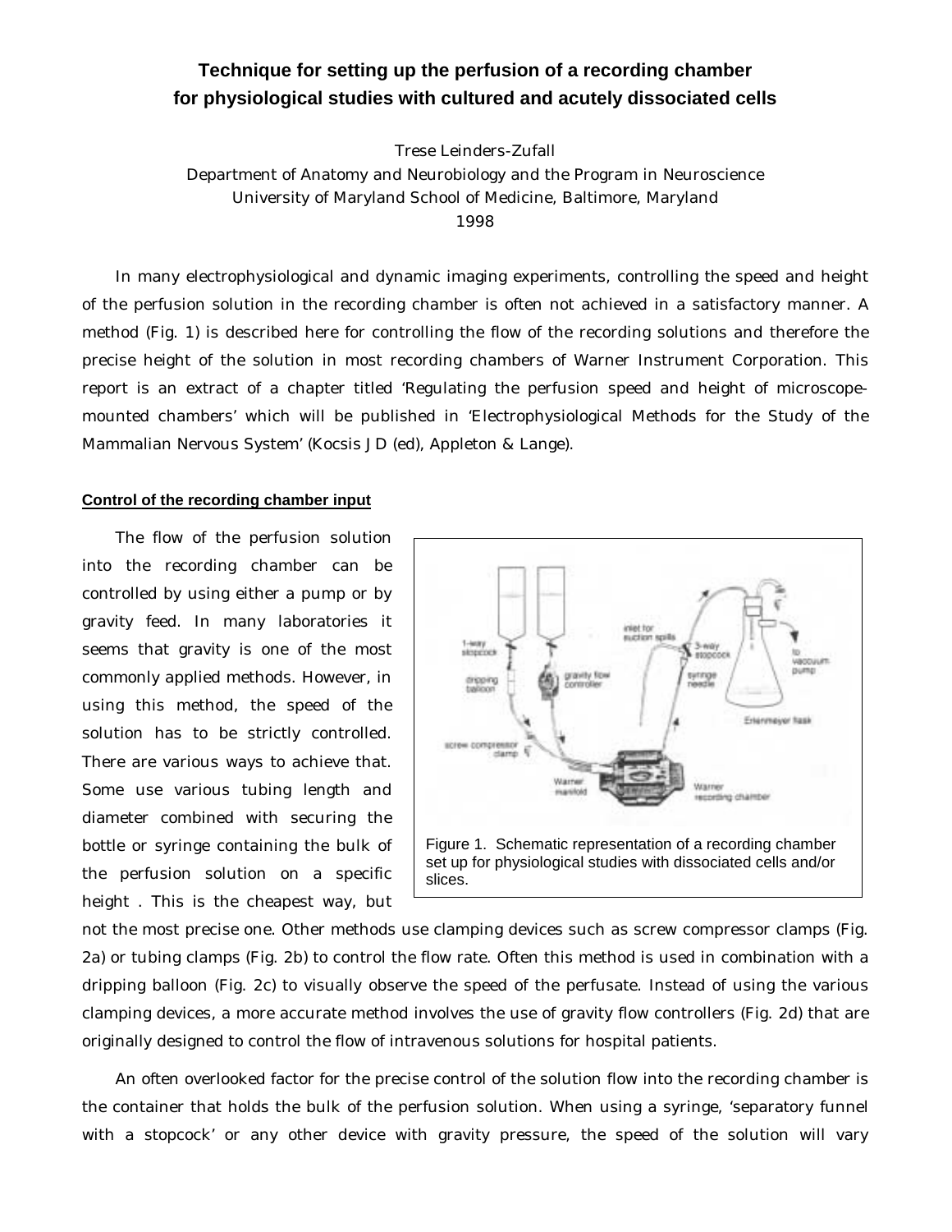# Technique for setting up the perfusion of a recording chamber for physiological studies with cultured and acutely dissociated cells

Trese Leinders-Zufall

Department of Anatomy and Neurobiology and the Program in Neuroscience
University of Maryland School of Medicine, Baltimore, Maryland
1998

In many electrophysiological and dynamic imaging experiments, controlling the speed and height of the perfusion solution in the recording chamber is often not achieved in a satisfactory manner. A method (Fig. 1) is described here for controlling the flow of the recording solutions and therefore the precise height of the solution in most recording chambers of Warner Instrument Corporation. This report is an extract of a chapter titled 'Regulating the perfusion speed and height of microscope-mounted chambers' which will be published in 'Electrophysiological Methods for the Study of the Mammalian Nervous System' (Kocsis JD (ed), Appleton & Lange).

## Control of the recording chamber input

The flow of the perfusion solution into the recording chamber can be controlled by using either a pump or by gravity feed. In many laboratories it seems that gravity is one of the most commonly applied methods. However, in using this method, the speed of the solution has to be strictly controlled. There are various ways to achieve that. Some use various tubing length and diameter combined with securing the bottle or syringe containing the bulk of the perfusion solution on a specific height . This is the cheapest way, but not the most precise one. Other methods use clamping devices such as screw compressor clamps (Fig. 2a) or tubing clamps (Fig. 2b) to control the flow rate. Often this method is used in combination with a dripping balloon (Fig. 2c) to visually observe the speed of the perfusate. Instead of using the various clamping devices, a more accurate method involves the use of gravity flow controllers (Fig. 2d) that are originally designed to control the flow of intravenous solutions for hospital patients.

Figure 1. Schematic representation of a recording chamber set up for physiological studies with dissociated cells and/or slices.

An often overlooked factor for the precise control of the solution flow into the recording chamber is the container that holds the bulk of the perfusion solution. When using a syringe, 'separatory funnel with a stopcock' or any other device with gravity pressure, the speed of the solution will vary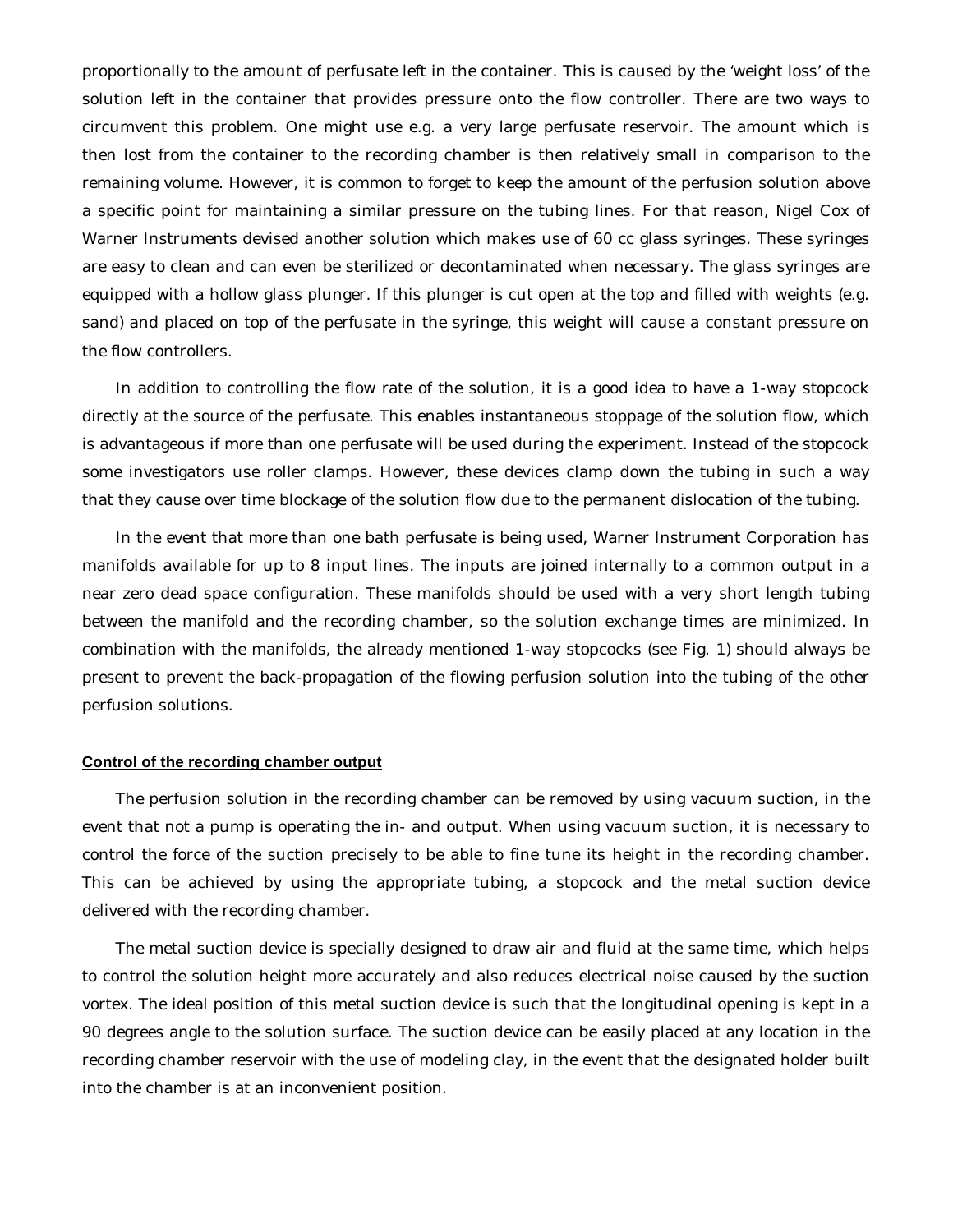proportionally to the amount of perfusate left in the container. This is caused by the 'weight loss' of the solution left in the container that provides pressure onto the flow controller. There are two ways to circumvent this problem. One might use e.g. a very large perfusate reservoir. The amount which is then lost from the container to the recording chamber is then relatively small in comparison to the remaining volume. However, it is common to forget to keep the amount of the perfusion solution above a specific point for maintaining a similar pressure on the tubing lines. For that reason, Nigel Cox of Warner Instruments devised another solution which makes use of 60 cc glass syringes. These syringes are easy to clean and can even be sterilized or decontaminated when necessary. The glass syringes are equipped with a hollow glass plunger. If this plunger is cut open at the top and filled with weights (e.g. sand) and placed on top of the perfusate in the syringe, this weight will cause a constant pressure on the flow controllers.

In addition to controlling the flow rate of the solution, it is a good idea to have a 1-way stopcock directly at the source of the perfusate. This enables instantaneous stoppage of the solution flow, which is advantageous if more than one perfusate will be used during the experiment. Instead of the stopcock some investigators use roller clamps. However, these devices clamp down the tubing in such a way that they cause over time blockage of the solution flow due to the permanent dislocation of the tubing.

In the event that more than one bath perfusate is being used, Warner Instrument Corporation has manifolds available for up to 8 input lines. The inputs are joined internally to a common output in a near zero dead space configuration. These manifolds should be used with a very short length tubing between the manifold and the recording chamber, so the solution exchange times are minimized. In combination with the manifolds, the already mentioned 1-way stopcocks (see Fig. 1) should always be present to prevent the back-propagation of the flowing perfusion solution into the tubing of the other perfusion solutions.

**Control of the recording chamber output**

The perfusion solution in the recording chamber can be removed by using vacuum suction, in the event that not a pump is operating the in- and output. When using vacuum suction, it is necessary to control the force of the suction precisely to be able to fine tune its height in the recording chamber. This can be achieved by using the appropriate tubing, a stopcock and the metal suction device delivered with the recording chamber.

The metal suction device is specially designed to draw air and fluid at the same time, which helps to control the solution height more accurately and also reduces electrical noise caused by the suction vortex. The ideal position of this metal suction device is such that the longitudinal opening is kept in a 90 degrees angle to the solution surface. The suction device can be easily placed at any location in the recording chamber reservoir with the use of modeling clay, in the event that the designated holder built into the chamber is at an inconvenient position.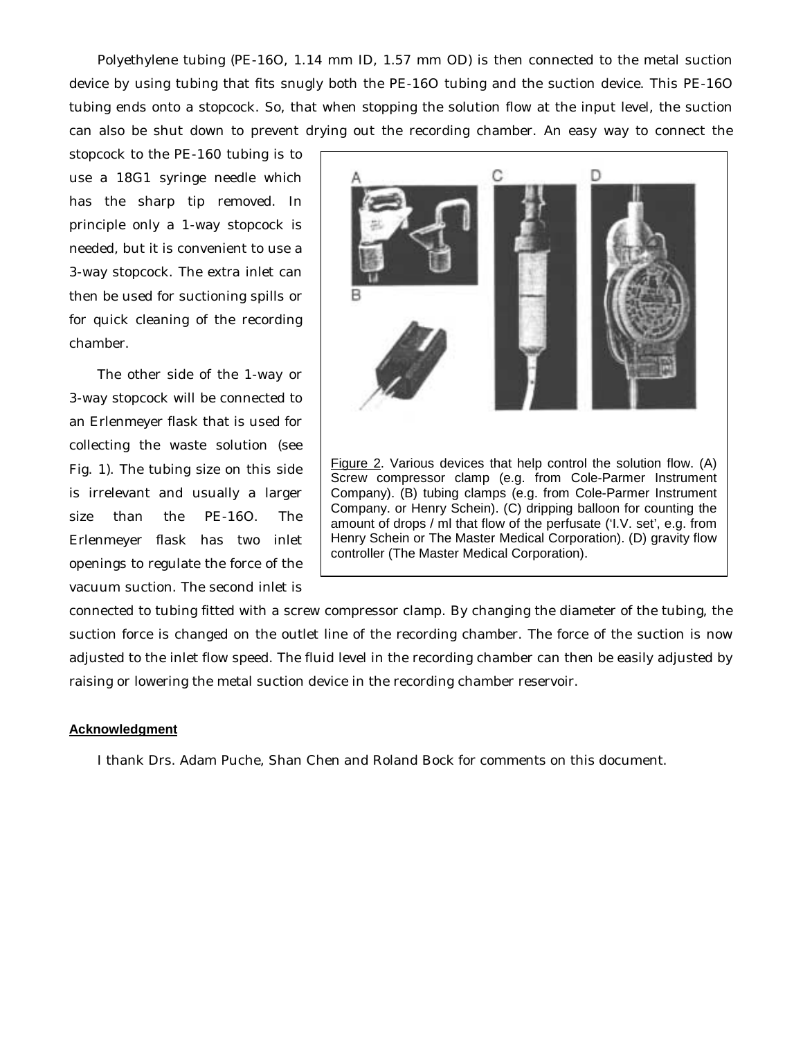Polyethylene tubing (PE-16O, 1.14 mm ID, 1.57 mm OD) is then connected to the metal suction device by using tubing that fits snugly both the PE-16O tubing and the suction device. This PE-16O tubing ends onto a stopcock. So, that when stopping the solution flow at the input level, the suction can also be shut down to prevent drying out the recording chamber. An easy way to connect the stopcock to the PE-160 tubing is to use a 18G1 syringe needle which has the sharp tip removed. In principle only a 1-way stopcock is needed, but it is convenient to use a 3-way stopcock. The extra inlet can then be used for suctioning spills or for quick cleaning of the recording chamber.

The other side of the 1-way or 3-way stopcock will be connected to an Erlenmeyer flask that is used for collecting the waste solution (see Fig. 1). The tubing size on this side is irrelevant and usually a larger size than the PE-16O. The Erlenmeyer flask has two inlet openings to regulate the force of the vacuum suction. The second inlet is connected to tubing fitted with a screw compressor clamp. By changing the diameter of the tubing, the suction force is changed on the outlet line of the recording chamber. The force of the suction is now adjusted to the inlet flow speed. The fluid level in the recording chamber can then be easily adjusted by raising or lowering the metal suction device in the recording chamber reservoir.

Figure 2. Various devices that help control the solution flow. (A) Screw compressor clamp (e.g. from Cole-Parmer Instrument Company). (B) tubing clamps (e.g. from Cole-Parmer Instrument Company. or Henry Schein). (C) dripping balloon for counting the amount of drops / ml that flow of the perfusate ('I.V. set', e.g. from Henry Schein or The Master Medical Corporation). (D) gravity flow controller (The Master Medical Corporation).

## Acknowledgment

I thank Drs. Adam Puche, Shan Chen and Roland Bock for comments on this document.